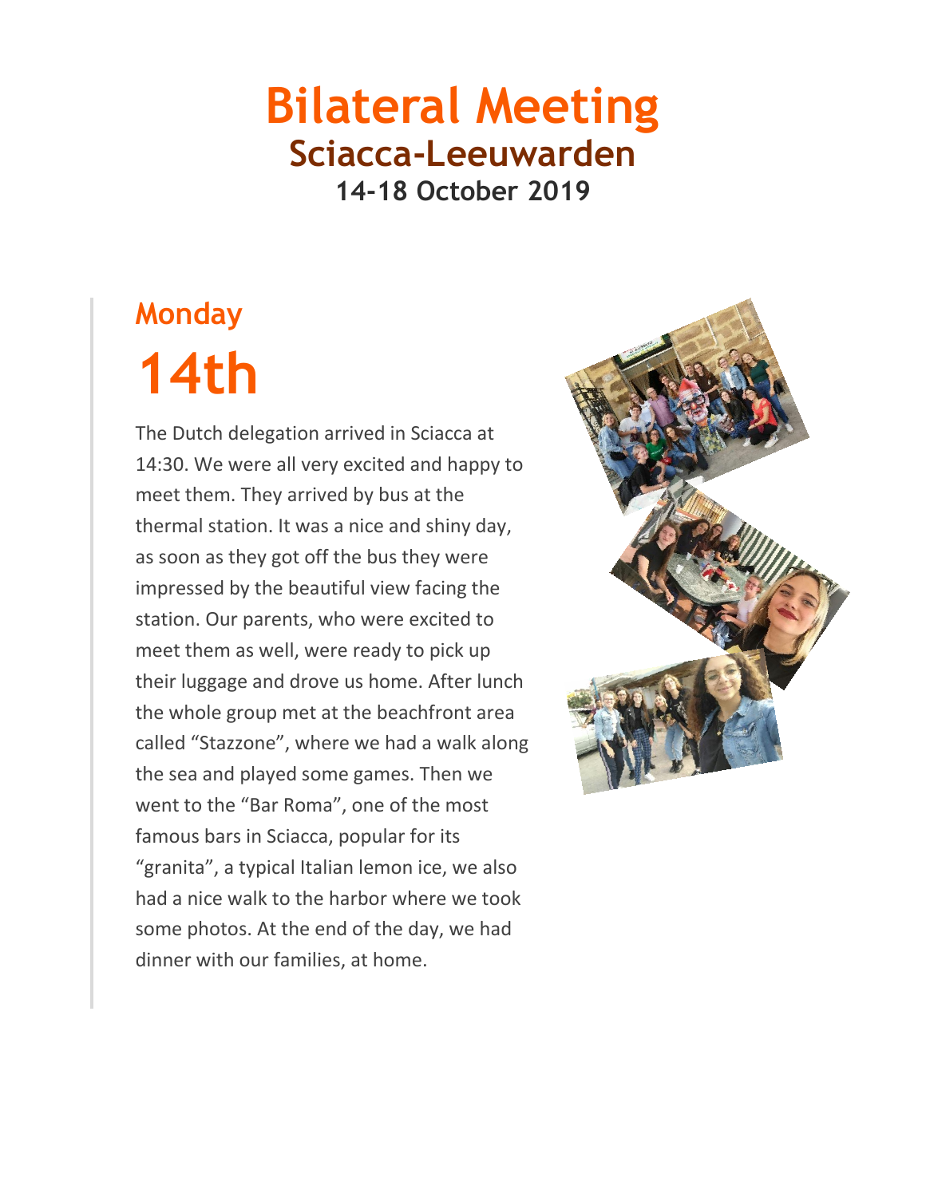# Bilateral Meeting

## Sciacca-Leeuwarden

**14-18 October 2019**

## Monday

# 14th

The Dutch delegation arrived in Sciacca at 14:30. We were all very excited and happy to meet them. They arrived by bus at the thermal station. It was a nice and shiny day, as soon as they got off the bus they were impressed by the beautiful view facing the station. Our parents, who were excited to meet them as well, were ready to pick up their luggage and drove us home. After lunch the whole group met at the beachfront area called "Stazzone", where we had a walk along the sea and played some games. Then we went to the "Bar Roma", one of the most famous bars in Sciacca, popular for its "granita", a typical Italian lemon ice, we also had a nice walk to the harbor where we took some photos. At the end of the day, we had dinner with our families, at home.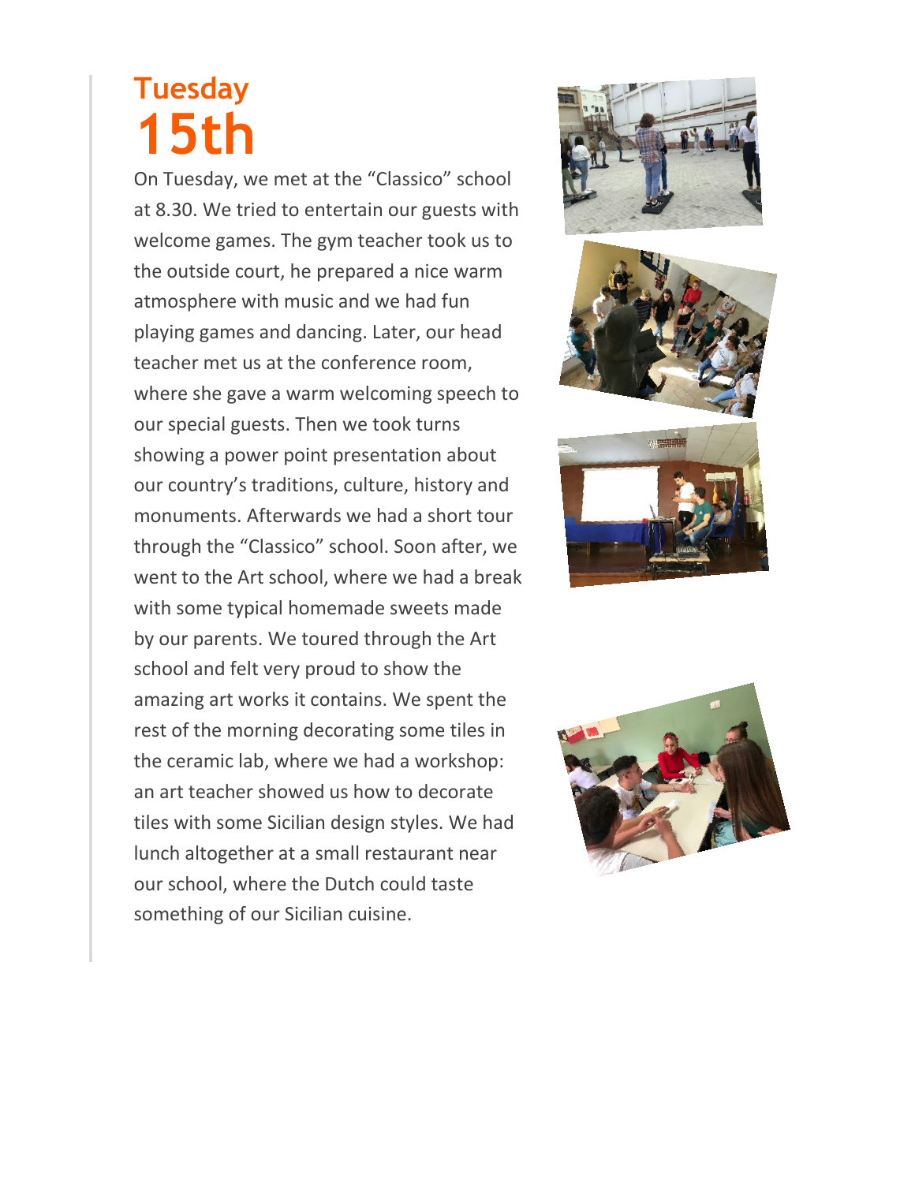# Tuesday 15th

On Tuesday, we met at the “Classico” school at 8.30. We tried to entertain our guests with welcome games. The gym teacher took us to the outside court, he prepared a nice warm atmosphere with music and we had fun playing games and dancing. Later, our head teacher met us at the conference room, where she gave a warm welcoming speech to our special guests. Then we took turns showing a power point presentation about our country’s traditions, culture, history and monuments. Afterwards we had a short tour through the “Classico” school. Soon after, we went to the Art school, where we had a break with some typical homemade sweets made by our parents. We toured through the Art school and felt very proud to show the amazing art works it contains. We spent the rest of the morning decorating some tiles in the ceramic lab, where we had a workshop: an art teacher showed us how to decorate tiles with some Sicilian design styles. We had lunch altogether at a small restaurant near our school, where the Dutch could taste something of our Sicilian cuisine.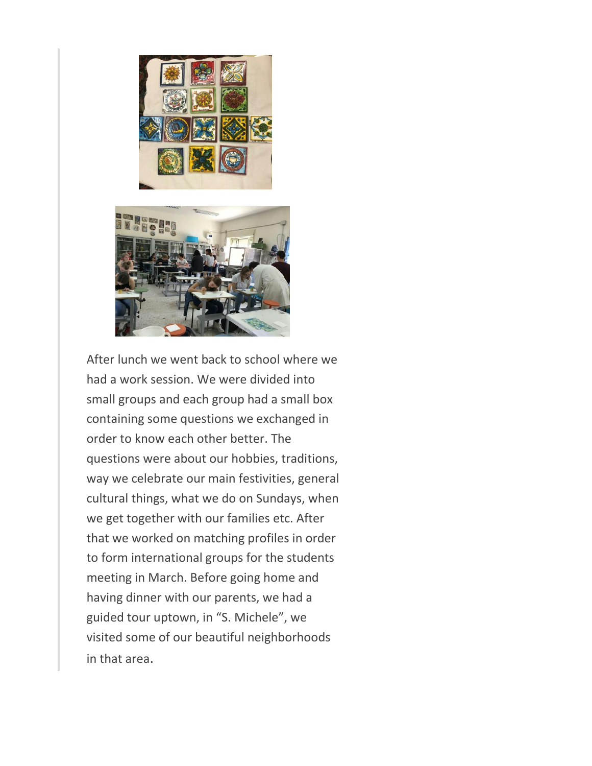After lunch we went back to school where we had a work session. We were divided into small groups and each group had a small box containing some questions we exchanged in order to know each other better. The questions were about our hobbies, traditions, way we celebrate our main festivities, general cultural things, what we do on Sundays, when we get together with our families etc. After that we worked on matching profiles in order to form international groups for the students meeting in March. Before going home and having dinner with our parents, we had a guided tour uptown, in “S. Michele”, we visited some of our beautiful neighborhoods in that area.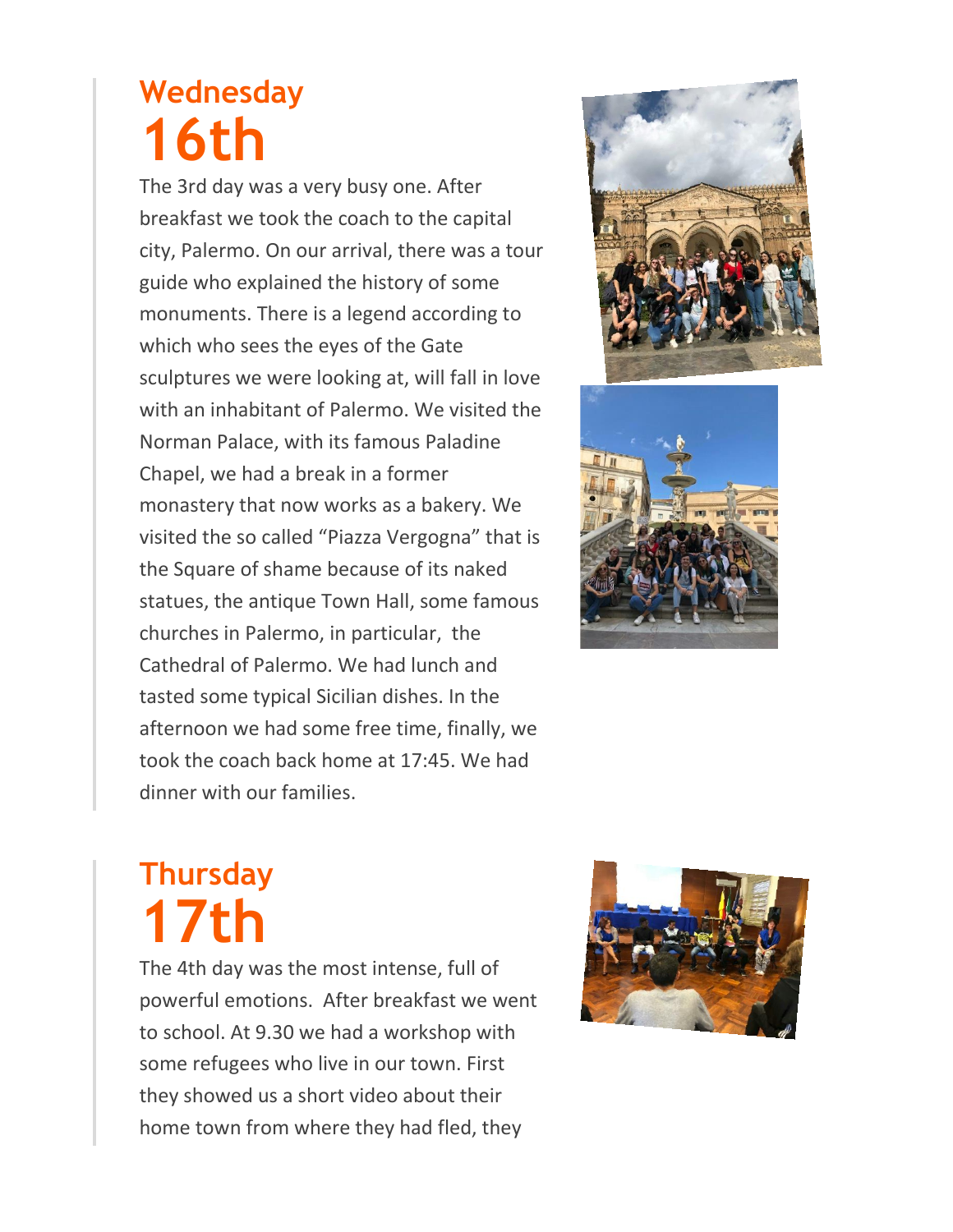## Wednesday
# 16th

The 3rd day was a very busy one. After breakfast we took the coach to the capital city, Palermo. On our arrival, there was a tour guide who explained the history of some monuments. There is a legend according to which who sees the eyes of the Gate sculptures we were looking at, will fall in love with an inhabitant of Palermo. We visited the Norman Palace, with its famous Paladine Chapel, we had a break in a former monastery that now works as a bakery. We visited the so called "Piazza Vergogna" that is the Square of shame because of its naked statues, the antique Town Hall, some famous churches in Palermo, in particular, the Cathedral of Palermo. We had lunch and tasted some typical Sicilian dishes. In the afternoon we had some free time, finally, we took the coach back home at 17:45. We had dinner with our families.

## Thursday
# 17th

The 4th day was the most intense, full of powerful emotions. After breakfast we went to school. At 9.30 we had a workshop with some refugees who live in our town. First they showed us a short video about their home town from where they had fled, they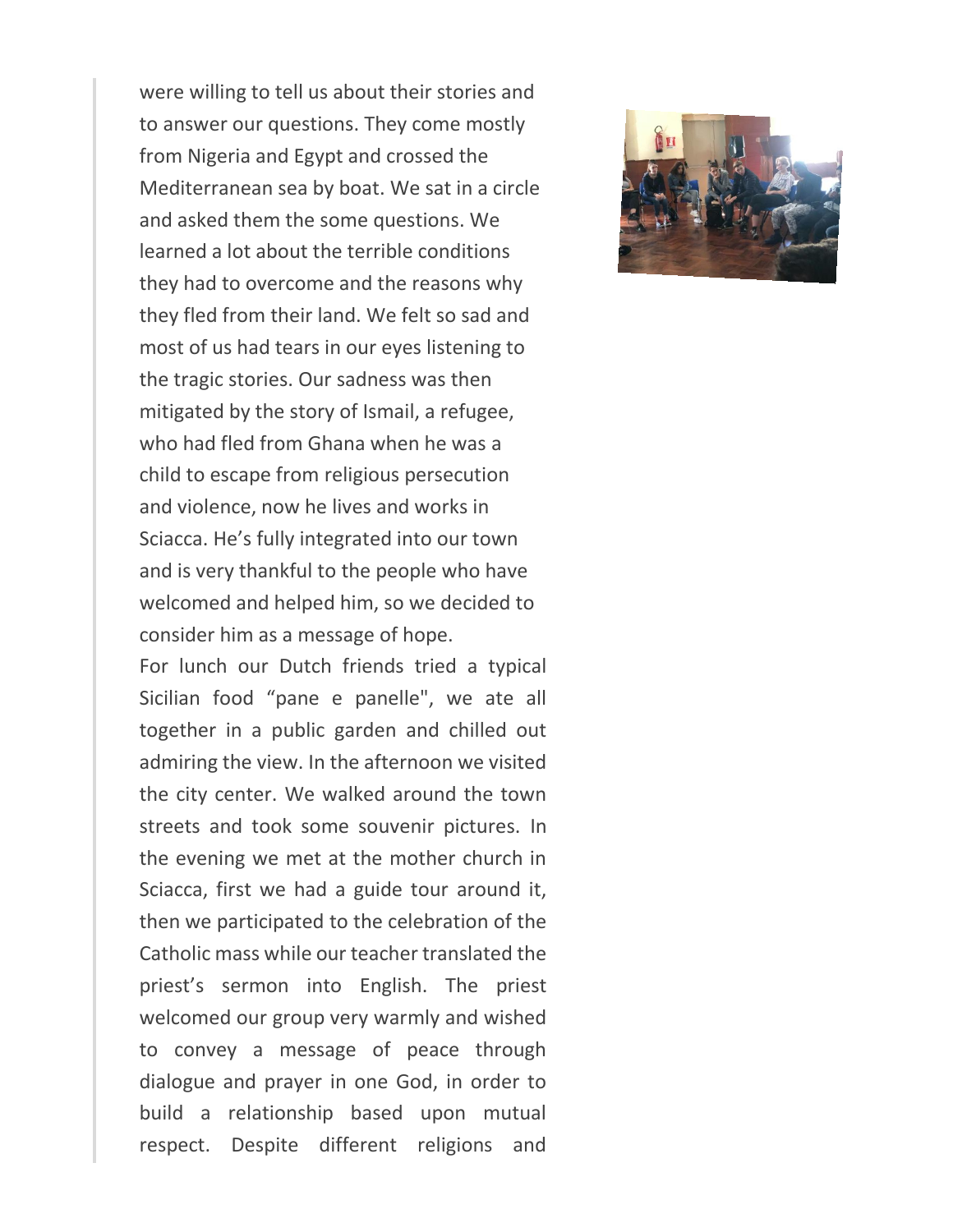were willing to tell us about their stories and to answer our questions. They come mostly from Nigeria and Egypt and crossed the Mediterranean sea by boat. We sat in a circle and asked them the some questions. We learned a lot about the terrible conditions they had to overcome and the reasons why they fled from their land. We felt so sad and most of us had tears in our eyes listening to the tragic stories. Our sadness was then mitigated by the story of Ismail, a refugee, who had fled from Ghana when he was a child to escape from religious persecution and violence, now he lives and works in Sciacca. He's fully integrated into our town and is very thankful to the people who have welcomed and helped him, so we decided to consider him as a message of hope.

For lunch our Dutch friends tried a typical Sicilian food "pane e panelle", we ate all together in a public garden and chilled out admiring the view. In the afternoon we visited the city center. We walked around the town streets and took some souvenir pictures. In the evening we met at the mother church in Sciacca, first we had a guide tour around it, then we participated to the celebration of the Catholic mass while our teacher translated the priest's sermon into English. The priest welcomed our group very warmly and wished to convey a message of peace through dialogue and prayer in one God, in order to build a relationship based upon mutual respect. Despite different religions and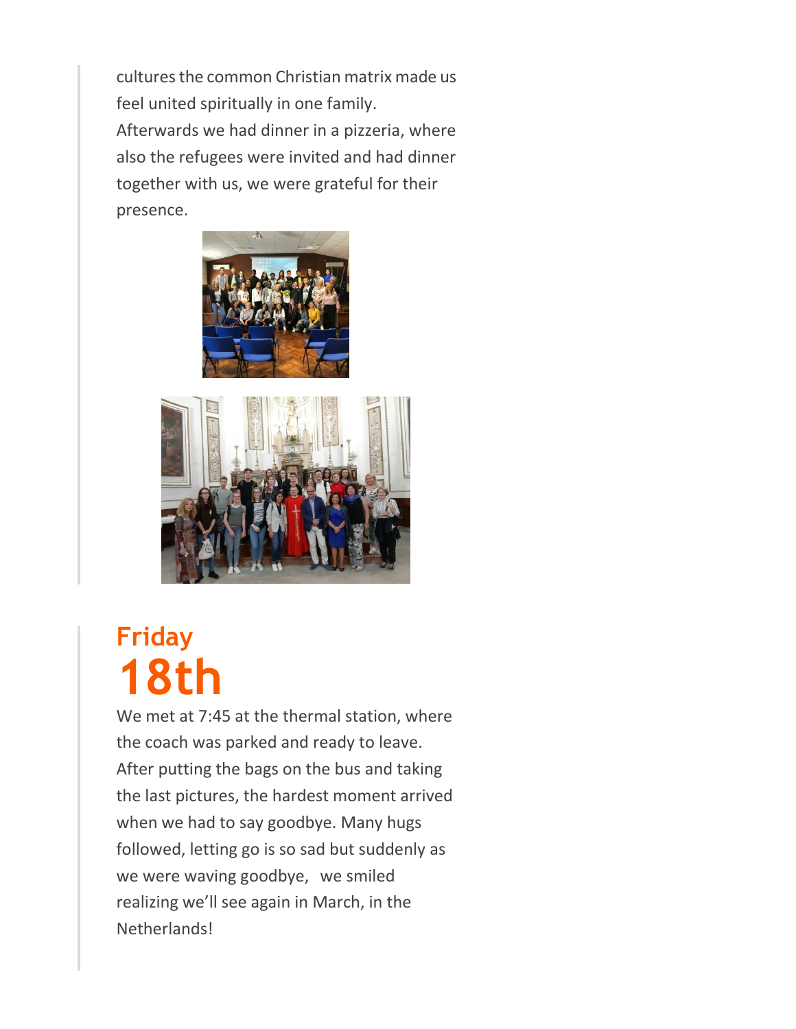cultures the common Christian matrix made us feel united spiritually in one family.
Afterwards we had dinner in a pizzeria, where also the refugees were invited and had dinner together with us, we were grateful for their presence.

## Friday 18th

We met at 7:45 at the thermal station, where the coach was parked and ready to leave. After putting the bags on the bus and taking the last pictures, the hardest moment arrived when we had to say goodbye. Many hugs followed, letting go is so sad but suddenly as we were waving goodbye, we smiled realizing we'll see again in March, in the Netherlands!